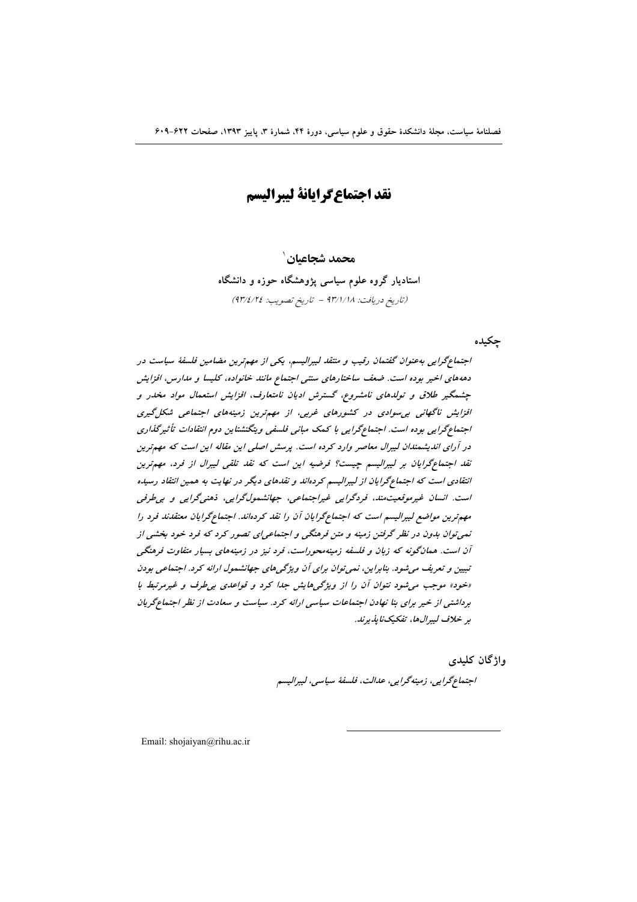# نقد اجتماع‌گرایانهٔ لیبرالیسم

**محمد شجاعیان**[1]

استادیار گروه علوم سیاسی پژوهشگاه حوزه و دانشگاه

(تاریخ دریافت: ۹۳/۱/۱۸ - تاریخ تصویب: ۹۳/۴/۲۴)

## چکیده

*اجتماع‌گرایی به‌عنوان گفتمان رقیب و منتقد لیبرالیسم، یکی از مهم‌ترین مضامین فلسفهٔ سیاست در دهه‌های اخیر بوده است. ضعف ساختارهای سنتی اجتماع مانند خانواده، کلیسا و مدارس، افزایش چشمگیر طلاق و تولدهای نامشروع، گسترش ادیان نامتعارف، افزایش استعمال مواد مخدر و افزایش ناگهانی بی‌سوادی در کشورهای غربی، از مهم‌ترین زمینه‌های اجتماعی شکل‌گیری اجتماع‌گرایی بوده است. اجتماع‌گرایی با کمک مبانی فلسفی ویتگنشتاین دوم انتقادات تأثیرگذاری در آرای اندیشمندان لیبرال معاصر وارد کرده است. پرسش اصلی این مقاله این است که مهم‌ترین نقد اجتماع‌گرایان بر لیبرالیسم چیست؟ فرضیه این است که نقد تلقی لیبرال از فرد، مهم‌ترین انتقادی است که اجتماع‌گرایان از لیبرالیسم کرده‌اند و نقدهای دیگر در نهایت به همین انتقاد رسیده است. انسان غیرموقعیت‌مند، فردگرایی غیراجتماعی، جهانشمول‌گرایی، ذهنی‌گرایی و بی‌طرفی مهم‌ترین مواضع لیبرالیسم است که اجتماع‌گرایان آن را نقد کرده‌اند. اجتماع‌گرایان معتقدند فرد را نمی‌توان بدون در نظر گرفتن زمینه و متن فرهنگی و اجتماعی‌ای تصور کرد که فرد خود بخشی از آن است. همان‌گونه که زبان و فلسفه زمینه‌محوراست، فرد نیز در زمینه‌های بسیار متفاوت فرهنگی تبیین و تعریف می‌شود. بنابراین، نمی‌توان برای آن ویژگی‌های جهانشمول ارائه کرد. اجتماعی بودن «خود» موجب می‌شود نتوان آن را از ویژگی‌هایش جدا کرد و قواعدی بی‌طرف و غیرمرتبط با برداشتی از خیر برای بنا نهادن اجتماعات سیاسی ارائه کرد. سیاست و سعادت از نظر اجتماع‌گریان بر خلاف لیبرال‌ها، تفکیک‌ناپذیرند.*

## واژگان کلیدی

*اجتماع‌گرایی، زمینه‌گرایی، عدالت، فلسفهٔ سیاسی، لیبرالیسم*

---

[1] Email: shojaiyan@rihu.ac.ir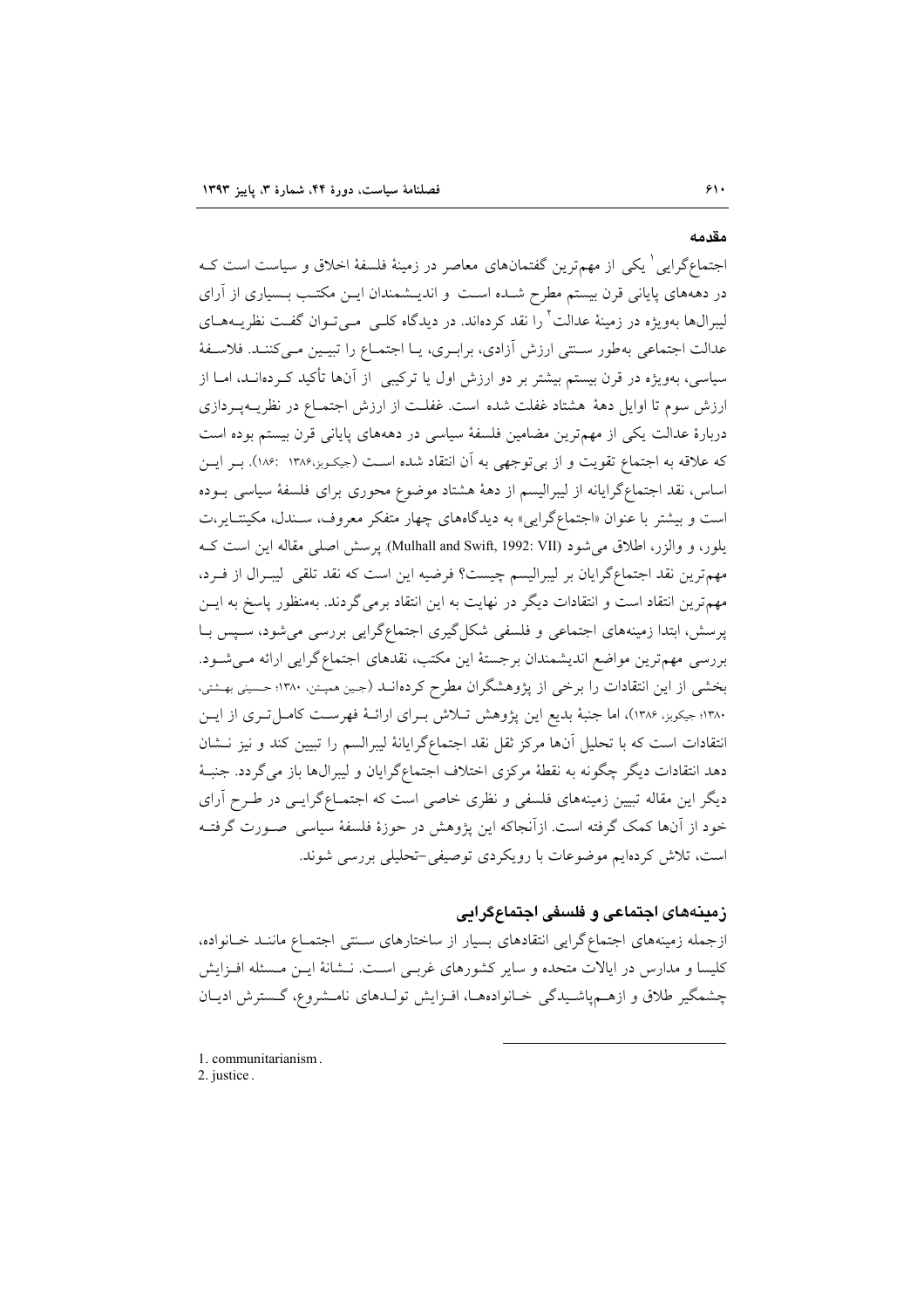## مقدمه

اجتماع‌گرایی[1] یکی از مهم‌ترین گفتمان‌های معاصر در زمینهٔ فلسفهٔ اخلاق و سیاست است که در دهه‌های پایانی قرن بیستم مطرح شده است و اندیشمندان این مکتب بسیاری از آرای لیبرال‌ها به‌ویژه در زمینهٔ عدالت[2] را نقد کرده‌اند. در دیدگاه کلی می‌توان گفت نظریه‌های عدالت اجتماعی به‌طور سنتی ارزش آزادی، برابری، یا اجتماع را تبیین می‌کنند. فلاسفهٔ سیاسی، به‌ویژه در قرن بیستم بیشتر بر دو ارزش اول یا ترکیبی از آن‌ها تأکید کرده‌اند، اما از ارزش سوم تا اوایل دههٔ هشتاد غفلت شده است. غفلت از ارزش اجتماع در نظریه‌پردازی دربارهٔ عدالت یکی از مهم‌ترین مضامین فلسفهٔ سیاسی در دهه‌های پایانی قرن بیستم بوده است که علاقه به اجتماع تقویت و از بی‌توجهی به آن انتقاد شده است (جیکوبز،۱۳۸۶ :۱۸۶). بر این اساس، نقد اجتماع‌گرایانه از لیبرالیسم از دههٔ هشتاد موضوع محوری برای فلسفهٔ سیاسی بوده است و بیشتر با عنوان «اجتماع‌گرایی» به دیدگاه‌های چهار متفکر معروف، سندل، مکینتایر،ت یلور، و والزر، اطلاق می‌شود (Mulhall and Swift, 1992: VII) پرسش اصلی مقاله این است که مهم‌ترین نقد اجتماع‌گرایان بر لیبرالیسم چیست؟ فرضیه این است که نقد تلقی لیبرال از فرد، مهم‌ترین انتقاد است و انتقادات دیگر در نهایت به این انتقاد برمی‌گردند. به‌منظور پاسخ به این پرسش، ابتدا زمینه‌های اجتماعی و فلسفی شکل‌گیری اجتماع‌گرایی بررسی می‌شود، سپس با بررسی مهم‌ترین مواضع اندیشمندان برجستهٔ این مکتب، نقدهای اجتماع‌گرایی ارائه می‌شود. بخشی از این انتقادات را برخی از پژوهشگران مطرح کرده‌اند (جین همپتن، ۱۳۸۰؛ حسینی بهشتی، ۱۳۸۰؛ جیکوبز، ۱۳۸۶)، اما جنبهٔ بدیع این پژوهش تلاش برای ارائهٔ فهرست کامل‌تری از این انتقادات است که با تحلیل آن‌ها مرکز ثقل نقد اجتماع‌گرایانهٔ لیبرالسم را تبیین کند و نیز نشان دهد انتقادات دیگر چگونه به نقطهٔ مرکزی اختلاف اجتماع‌گرایان و لیبرال‌ها باز می‌گردد. جنبهٔ دیگر این مقاله تبیین زمینه‌های فلسفی و نظری خاصی است که اجتماع‌گرایی در طرح آرای خود از آن‌ها کمک گرفته است. ازآنجاکه این پژوهش در حوزهٔ فلسفهٔ سیاسی صورت گرفته است، تلاش کرده‌ایم موضوعات با رویکردی توصیفی-تحلیلی بررسی شوند.

## زمینه‌های اجتماعی و فلسفی اجتماع‌گرایی

ازجمله زمینه‌های اجتماع‌گرایی انتقادهای بسیار از ساختارهای سنتی اجتماع مانند خانواده، کلیسا و مدارس در ایالات متحده و سایر کشورهای غربی است. نشانهٔ این مسئله افزایش چشمگیر طلاق و ازهم‌پاشیدگی خانواده‌ها، افزایش تولدهای نامشروع، گسترش ادیان

---

1. communitarianism.
2. justice.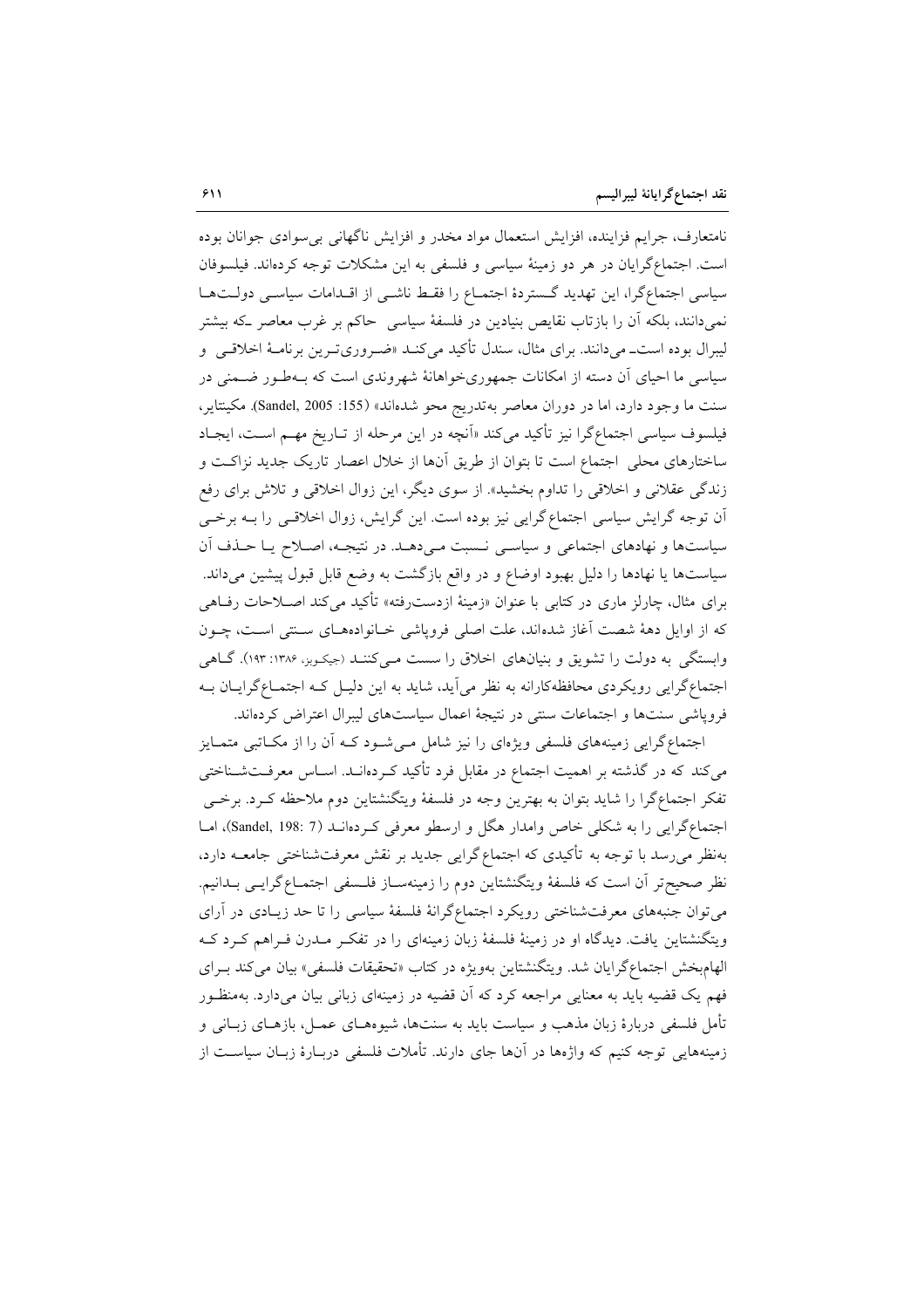نامتعارف، جرایم فزاینده، افزایش استعمال مواد مخدر و افزایش ناگهانی بی‌سوادی جوانان بوده است. اجتماع‌گرایان در هر دو زمینهٔ سیاسی و فلسفی به این مشکلات توجه کرده‌اند. فیلسوفان سیاسی اجتماع‌گرا، این تهدید گستردهٔ اجتماع را فقط ناشی از اقدامات سیاسی دولت‌ها نمی‌دانند، بلکه آن را بازتاب نقایص بنیادین در فلسفهٔ سیاسی حاکم بر غرب معاصر ـ‌که بیشتر لیبرال بوده است‌ـ می‌دانند. برای مثال، سندل تأکید می‌کند «ضروری‌ترین برنامهٔ اخلاقی و سیاسی ما احیای آن دسته از امکانات جمهوری‌خواهانهٔ شهروندی است که به‌طور ضمنی در سنت ما وجود دارد، اما در دوران معاصر به‌تدریج محو شده‌اند» (Sandel, 2005 :155). مکینتایر، فیلسوف سیاسی اجتماع‌گرا نیز تأکید می‌کند «آنچه در این مرحله از تاریخ مهم است، ایجاد ساختارهای محلی اجتماع است تا بتوان از طریق آن‌ها از خلال اعصار تاریک جدید نزاکت و زندگی عقلانی و اخلاقی را تداوم بخشید». از سوی دیگر، این زوال اخلاقی و تلاش برای رفع آن توجه گرایش سیاسی اجتماع‌گرایی نیز بوده است. این گرایش، زوال اخلاقی را به برخی سیاست‌ها و نهادهای اجتماعی و سیاسی نسبت می‌دهد. در نتیجه، اصلاح یا حذف آن سیاست‌ها یا نهادها را دلیل بهبود اوضاع و در واقع بازگشت به وضع قابل قبول پیشین می‌داند. برای مثال، چارلز ماری در کتابی با عنوان «زمینهٔ ازدست‌رفته» تأکید می‌کند اصلاحات رفاهی که از اوایل دههٔ شصت آغاز شده‌اند، علت اصلی فروپاشی خانواده‌های سنتی است، چون وابستگی به دولت را تشویق و بنیان‌های اخلاق را سست می‌کنند (جیکوبز، ۱۳۸۶: ۱۹۳). گاهی اجتماع‌گرایی رویکردی محافظه‌کارانه به نظر می‌آید، شاید به این دلیل که اجتماع‌گرایان به فروپاشی سنت‌ها و اجتماعات سنتی در نتیجهٔ اعمال سیاست‌های لیبرال اعتراض کرده‌اند.

اجتماع‌گرایی زمینه‌های فلسفی ویژه‌ای را نیز شامل می‌شود که آن را از مکاتبی متمایز می‌کند که در گذشته بر اهمیت اجتماع در مقابل فرد تأکید کرده‌اند. اساس معرفت‌شناختی تفکر اجتماع‌گرا را شاید بتوان به بهترین وجه در فلسفهٔ ویتگنشتاین دوم ملاحظه کرد. برخی اجتماع‌گرایی را به شکلی خاص وامدار هگل و ارسطو معرفی کرده‌اند (Sandel, 198: 7)، اما به‌نظر می‌رسد با توجه به تأکیدی که اجتماع‌گرایی جدید بر نقش معرفت‌شناختی جامعه دارد، نظر صحیح‌تر آن است که فلسفهٔ ویتگنشتاین دوم را زمینه‌ساز فلسفی اجتماع‌گرایی بدانیم. می‌توان جنبه‌های معرفت‌شناختی رویکرد اجتماع‌گرانهٔ فلسفهٔ سیاسی را تا حد زیادی در آرای ویتگنشتاین یافت. دیدگاه او در زمینهٔ فلسفهٔ زبان زمینه‌ای را در تفکر مدرن فراهم کرد که الهام‌بخش اجتماع‌گرایان شد. ویتگنشتاین به‌ویژه در کتاب «تحقیقات فلسفی» بیان می‌کند برای فهم یک قضیه باید به معنایی مراجعه کرد که آن قضیه در زمینه‌ای زبانی بیان می‌دارد. به‌منظور تأمل فلسفی دربارهٔ زبان مذهب و سیاست باید به سنت‌ها، شیوه‌های عمل، بازهای زبانی و زمینه‌هایی توجه کنیم که واژه‌ها در آن‌ها جای دارند. تأملات فلسفی دربارهٔ زبان سیاست از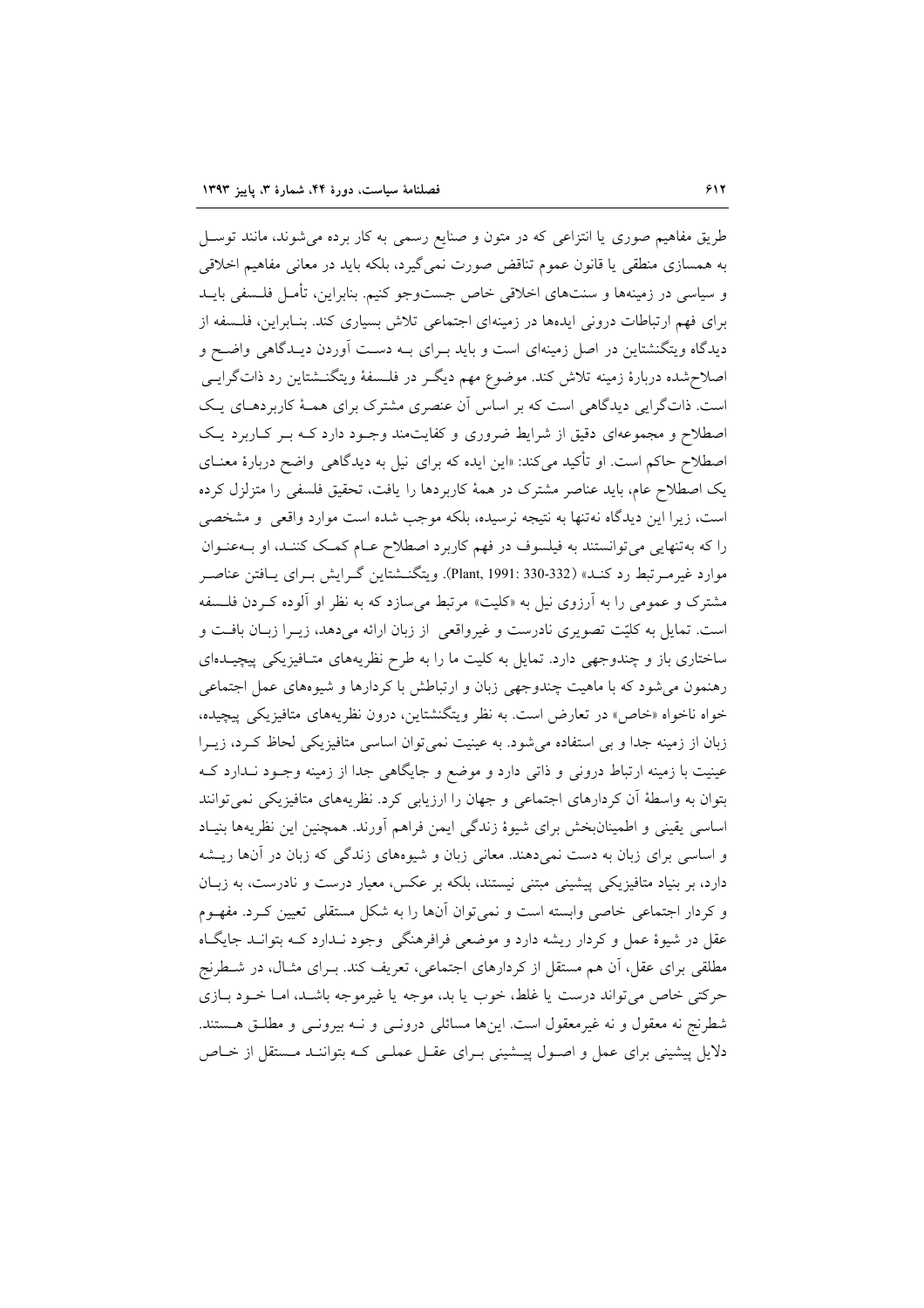طریق مفاهیم صوری یا انتزاعی که در متون و صنایع رسمی به کار برده می‌شوند، مانند توسل به همسازی منطقی یا قانون عموم تناقض صورت نمی‌گیرد، بلکه باید در معانی مفاهیم اخلاقی و سیاسی در زمینه‌ها و سنت‌های اخلاقی خاص جست‌وجو کنیم. بنابراین، تأمل فلسفی باید برای فهم ارتباطات درونی ایده‌ها در زمینه‌ای اجتماعی تلاش بسیاری کند. بنابراین، فلسفه از دیدگاه ویتگنشتاین در اصل زمینه‌ای است و باید برای به دست آوردن دیدگاهی واضح و اصلاح‌شده دربارهٔ زمینه تلاش کند. موضوع مهم دیگر در فلسفهٔ ویتگنشتاین رد ذات‌گرایی است. ذات‌گرایی دیدگاهی است که بر اساس آن عنصری مشترک برای همهٔ کاربردهای یک اصطلاح و مجموعه‌ای دقیق از شرایط ضروری و کفایت‌مند وجود دارد که بر کاربرد یک اصطلاح حاکم است. او تأکید می‌کند: «این ایده که برای نیل به دیدگاهی واضح دربارهٔ معنای یک اصطلاح عام، باید عناصر مشترک در همهٔ کاربردها را یافت، تحقیق فلسفی را متزلزل کرده است، زیرا این دیدگاه نه‌تنها به نتیجه نرسیده، بلکه موجب شده است موارد واقعی و مشخصی را که به‌تنهایی می‌توانستند به فیلسوف در فهم کاربرد اصطلاح عام کمک کنند، او به‌عنوان موارد غیرمرتبط رد کند» (Plant, 1991: 330-332). ویتگنشتاین گرایش برای یافتن عناصر مشترک و عمومی را به آرزوی نیل به «کلیت» مرتبط می‌سازد که به نظر او آلوده کردن فلسفه است. تمایل به کلیّت تصویری نادرست و غیرواقعی از زبان ارائه می‌دهد، زیرا زبان بافت و ساختاری باز و چندوجهی دارد. تمایل به کلیت ما را به طرح نظریه‌های متافیزیکی پیچیده‌ای رهنمون می‌شود که با ماهیت چندوجهی زبان و ارتباطش با کردارها و شیوه‌های عمل اجتماعی خواه ناخواه «خاص» در تعارض است. به نظر ویتگنشتاین، درون نظریه‌های متافیزیکی پیچیده، زبان از زمینه جدا و بی استفاده می‌شود. به عینیت نمی‌توان اساسی متافیزیکی لحاظ کرد، زیرا عینیت با زمینه ارتباط درونی و ذاتی دارد و موضع و جایگاهی جدا از زمینه وجود ندارد که بتوان به واسطهٔ آن کردارهای اجتماعی و جهان را ارزیابی کرد. نظریه‌های متافیزیکی نمی‌توانند اساسی یقینی و اطمینان‌بخش برای شیوهٔ زندگی ایمن فراهم آورند. همچنین این نظریه‌ها بنیاد و اساسی برای زبان به دست نمی‌دهند. معانی زبان و شیوه‌های زندگی که زبان در آنها ریشه دارد، بر بنیاد متافیزیکی پیشینی مبتنی نیستند، بلکه بر عکس، معیار درست و نادرست، به زبان و کردار اجتماعی خاصی وابسته است و نمی‌توان آنها را به شکل مستقلی تعیین کرد. مفهوم عقل در شیوهٔ عمل و کردار ریشه دارد و موضعی فرافرهنگی وجود ندارد که بتواند جایگاه مطلقی برای عقل، آن هم مستقل از کردارهای اجتماعی، تعریف کند. برای مثال، در شطرنج حرکتی خاص می‌تواند درست یا غلط، خوب یا بد، موجه یا غیرموجه باشد، اما خود بازی شطرنج نه معقول و نه غیرمعقول است. این‌ها مسائلی درونی و نه بیرونی و مطلق هستند. دلایل پیشینی برای عمل و اصول پیشینی برای عقل عملی که بتوانند مستقل از خاص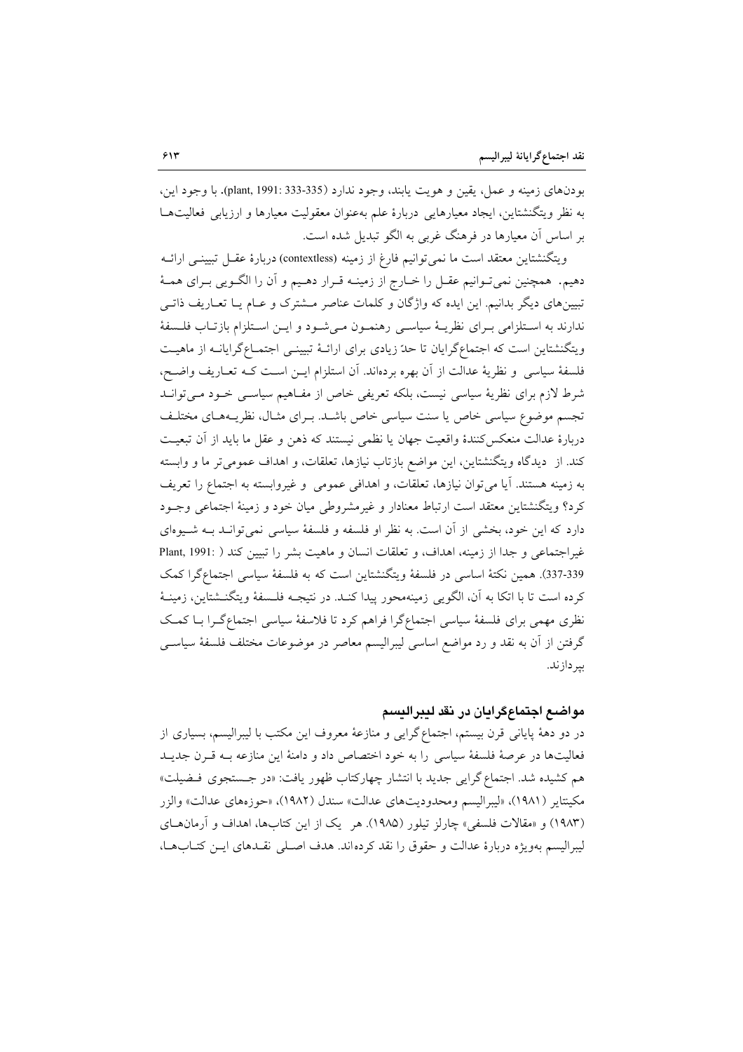بودن‌های زمینه و عمل، یقین و هویت یابند، وجود ندارد (plant, 1991: 333-335). با وجود این، به نظر ویتگنشتاین، ایجاد معیارهایی دربارهٔ علم به‌عنوان معقولیت معیارها و ارزیابی فعالیت‌ها بر اساس آن معیارها در فرهنگ غربی به الگو تبدیل شده است.

ویتگنشتاین معتقد است ما نمی‌توانیم فارغ از زمینه (contextless) دربارهٔ عقل تبیینی ارائه دهیم. همچنین نمی‌توانیم عقل را خارج از زمینه قرار دهیم و آن را الگویی برای همهٔ تبیین‌های دیگر بدانیم. این ایده که واژگان و کلمات عناصر مشترک و عام یا تعاریف ذاتی ندارند به استلزامی برای نظریهٔ سیاسی رهنمون می‌شود و این استلزام بازتاب فلسفهٔ ویتگنشتاین است که اجتماع‌گرایان تا حدّ زیادی برای ارائهٔ تبیینی اجتماع‌گرایانه از ماهیت فلسفهٔ سیاسی و نظریهٔ عدالت از آن بهره برده‌اند. آن استلزام این است که تعاریف واضح، شرط لازم برای نظریهٔ سیاسی نیست، بلکه تعریفی خاص از مفاهیم سیاسی خود می‌تواند تجسم موضوع سیاسی خاص یا سنت سیاسی خاص باشد. برای مثال، نظریه‌های مختلف دربارهٔ عدالت منعکس‌کنندهٔ واقعیت جهان یا نظمی نیستند که ذهن و عقل ما باید از آن تبعیت کند. از دیدگاه ویتگنشتاین، این مواضع بازتاب نیازها، تعلقات، و اهداف عمومی‌تر ما و وابسته به زمینه هستند. آیا می‌توان نیازها، تعلقات، و اهدافی عمومی و غیروابسته به اجتماع را تعریف کرد؟ ویتگنشتاین معتقد است ارتباط معنادار و غیرمشروطی میان خود و زمینهٔ اجتماعی وجود دارد که این خود، بخشی از آن است. به نظر او فلسفه و فلسفهٔ سیاسی نمی‌تواند به شیوه‌ای غیراجتماعی و جدا از زمینه، اهداف، و تعلقات انسان و ماهیت بشر را تبیین کند (Plant, 1991: 337-339). همین نکتهٔ اساسی در فلسفهٔ ویتگنشتاین است که به فلسفهٔ سیاسی اجتماع‌گرا کمک کرده است تا با اتکا به آن، الگویی زمینه‌محور پیدا کند. در نتیجه فلسفهٔ ویتگنشتاین، زمینهٔ نظری مهمی برای فلسفهٔ سیاسی اجتماع‌گرا فراهم کرد تا فلاسفهٔ سیاسی اجتماع‌گرا با کمک گرفتن از آن به نقد و رد مواضع اساسی لیبرالیسم معاصر در موضوعات مختلف فلسفهٔ سیاسی بپردازند.

## مواضع اجتماع‌گرایان در نقد لیبرالیسم

در دو دههٔ پایانی قرن بیستم، اجتماع‌گرایی و منازعهٔ معروف این مکتب با لیبرالیسم، بسیاری از فعالیت‌ها در عرصهٔ فلسفهٔ سیاسی را به خود اختصاص داد و دامنهٔ این منازعه به قرن جدید هم کشیده شد. اجتماع‌گرایی جدید با انتشار چهارکتاب ظهور یافت: «در جستجوی فضیلت» مکینتایر (۱۹۸۱)، «لیبرالیسم ومحدودیت‌های عدالت» سندل (۱۹۸۲)، «حوزه‌های عدالت» والزر (۱۹۸۳) و «مقالات فلسفی» چارلز تیلور (۱۹۸۵). هر یک از این کتاب‌ها، اهداف و آرمان‌های لیبرالیسم به‌ویژه دربارهٔ عدالت و حقوق را نقد کرده‌اند. هدف اصلی نقدهای این کتاب‌ها،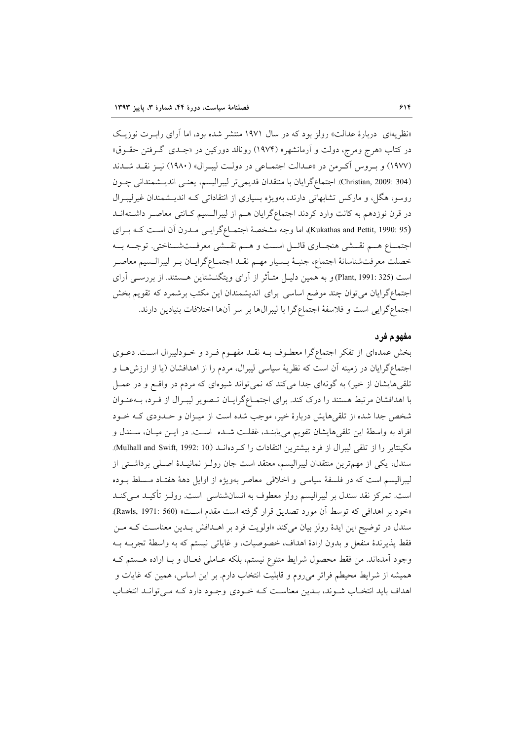«نظریه‌ای دربارهٔ عدالت» رولز بود که در سال ۱۹۷۱ منتشر شده بود، اما آرای رابرت نوزیک در کتاب «هرج ومرج، دولت و آرمانشهر» (۱۹۷۴) رونالد دورکین در «جدی گرفتن حقوق» (۱۹۷۷) و بروس آکرمن در «عدالت اجتماعی در دولت لیبرال» (۱۹۸۰) نیز نقد شدند (Christian, 2009: 304). اجتماع‌گرایان با منتقدان قدیمی‌تر لیبرالیسم، یعنی اندیشمندانی چون روسو، هگل، و مارکس تشابهاتی دارند، به‌ویژه بسیاری از انتقاداتی که اندیشمندان غیرلیبرال در قرن نوزدهم به کانت وارد کردند اجتماع‌گرایان هم از لیبرالیسم کانتی معاصر داشته‌اند (Kukathas and Pettit, 1990: 95)، اما وجه مشخصهٔ اجتماع‌گرایی مدرن آن است که برای اجتماع هم نقشی هنجاری قائل است و هم نقشی معرفت‌شناختی. توجه به خصلت معرفت‌شناسانهٔ اجتماع، جنبهٔ بسیار مهم نقد اجتماع‌گرایان بر لیبرالیسم معاصر است (Plant, 1991: 325) و به همین دلیل متأثر از آرای ویتگنشتاین هستند. از بررسی آرای اجتماع‌گرایان می‌توان چند موضع اساسی برای اندیشمندان این مکتب برشمرد که تقویم بخش اجتماع‌گرایی است و فلاسفهٔ اجتماع‌گرا با لیبرال‌ها بر سر آن‌ها اختلافات بنیادین دارند.

## مفهوم فرد

بخش عمده‌ای از تفکر اجتماع‌گرا معطوف به نقد مفهوم فرد و خودلیبرال است. دعوی اجتماع‌گرایان در زمینه آن است که نظریهٔ سیاسی لیبرال، مردم را از اهدافشان (یا از ارزش‌ها و تلقی‌هایشان از خیر) به گونه‌ای جدا می‌کند که نمی‌تواند شیوه‌ای که مردم در واقع و در عمل با اهدافشان مرتبط هستند را درک کند. برای اجتماع‌گرایان تصویر لیبرال از فرد، به‌عنوان شخص جدا شده از تلقی‌هایش دربارهٔ خیر، موجب شده است از میزان و حدودی که خود افراد به واسطهٔ این تلقی‌هایشان تقویم می‌یابند، غفلت شده است. در این میان، سندل و مکینتایر را از تلقی لیبرال از فرد بیشترین انتقادات را کرده‌اند (Mulhall and Swift, 1992: 10). سندل، یکی از مهم‌ترین منتقدان لیبرالیسم، معتقد است جان رولز نمانیدهٔ اصلی برداشتی از لیبرالیسم است که در فلسفهٔ سیاسی و اخلاقی معاصر به‌ویژه از اوایل دههٔ هفتاد مسلط بوده است. تمرکز نقد سندل بر لیبرالیسم رولز معطوف به انسان‌شناسی است. رولز تأکید می‌کند «خود بر اهدافی که توسط آن مورد تصدیق قرار گرفته است مقدم است» (Rawls, 1971: 560). سندل در توضیح این ایدهٔ رولز بیان می‌کند «اولویت فرد بر اهدافش بدین معناست که من فقط پذیرندهٔ منفعل و بدون ارادهٔ اهداف، خصوصیات، و غایاتی نیستم که به واسطهٔ تجربه به وجود آمده‌اند. من فقط محصول شرایط متنوع نیستم، بلکه عاملی فعال و با اراده هستم که همیشه از شرایط محیطم فراتر می‌روم و قابلیت انتخاب دارم. بر این اساس، همین که غایات و اهداف باید انتخاب شوند، بدین معناست که خودی وجود دارد که می‌تواند انتخاب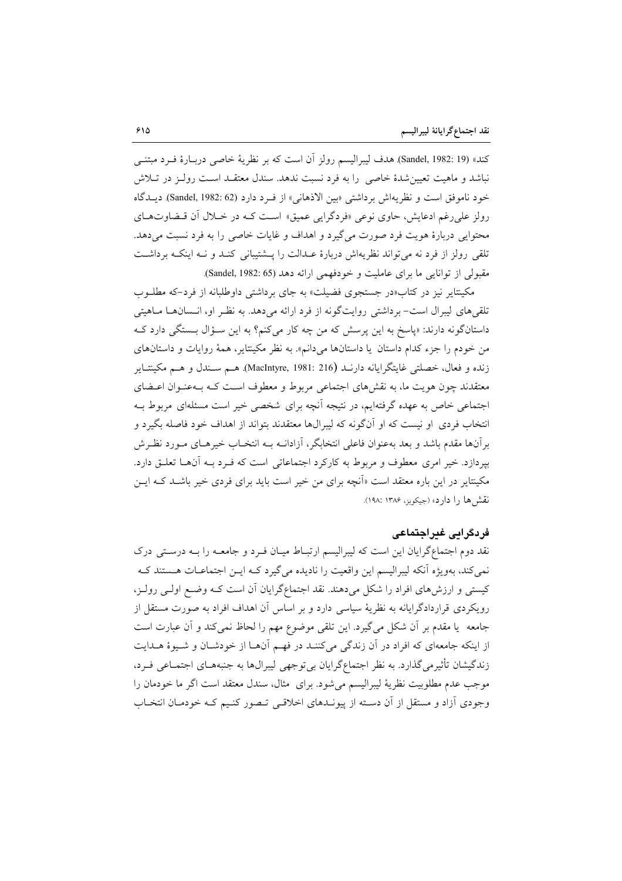کند» (Sandel, 1982: 19). هدف لیبرالیسم رولز آن است که بر نظریهٔ خاصی دربارهٔ فرد مبتنی نباشد و ماهیت تعیین‌شدهٔ خاصی را به فرد نسبت ندهد. سندل معتقد است رولز در تلاش خود ناموفق است و نظریه‌اش برداشتی «بین الاذهانی» از فرد دارد (Sandel, 1982: 62). دیدگاه رولز علی‌رغم ادعایش، حاوی نوعی «فردگرایی عمیق» است که در خلال آن قضاوت‌های محتوایی دربارهٔ هویت فرد صورت می‌گیرد و اهداف و غایات خاصی را به فرد نسبت می‌دهد. تلقی رولز از فرد نه می‌تواند نظریه‌اش دربارهٔ عدالت را پشتیبانی کند و نه اینکه برداشت مقبولی از توانایی ما برای عاملیت و خودفهمی ارائه دهد (Sandel, 1982: 65).

مکینتایر نیز در کتاب«در جستجوی فضیلت» به جای برداشتی داوطلبانه از فرد-که مطلوب تلقی‌های لیبرال است- برداشتی روایت‌گونه از فرد ارائه می‌دهد. به نظر او، انسان‌ها ماهیتی داستان‌گونه دارند: «پاسخ به این پرسش که من چه کار می‌کنم؟ به این سؤال بستگی دارد که من خودم را جزء کدام داستان یا داستان‌ها می‌دانم». به نظر مکینتایر، همهٔ روایات و داستان‌های زنده و فعال، خصلتی غایتگرایانه دارند (MacIntyre, 1981: 216). هم سندل و هم مکینتایر معتقدند چون هویت ما، به نقش‌های اجتماعی مربوط و معطوف است که به‌عنوان اعضای اجتماعی خاص به عهده گرفته‌ایم، در نتیجه آنچه برای شخصی خیر است مسئله‌ای مربوط به انتخاب فردی او نیست که او آن‌گونه که لیبرال‌ها معتقدند بتواند از اهداف خود فاصله بگیرد و برآن‌ها مقدم باشد و بعد به‌عنوان فاعلی انتخابگر، آزادانه به انتخاب خیرهای مورد نظرش بپردازد. خیر امری معطوف و مربوط به کارکرد اجتماعاتی است که فرد به آن‌ها تعلق دارد. مکینتایر در این باره معتقد است «آنچه برای من خیر است باید برای فردی خیر باشد که این نقش‌ها را دارد» (جیکوبز، ۱۳۸۶: ۱۹۸).

### فردگرایی غیراجتماعی

نقد دوم اجتماع‌گرایان این است که لیبرالیسم ارتباط میان فرد و جامعه را به درستی درک نمی‌کند، به‌ویژه آنکه لیبرالیسم این واقعیت را نادیده می‌گیرد که این اجتماعات هستند که کیستی و ارزش‌های افراد را شکل می‌دهند. نقد اجتماع‌گرایان آن است که وضع اولی رولز، رویکردی قراردادگرایانه به نظریهٔ سیاسی دارد و بر اساس آن اهداف افراد به صورت مستقل از جامعه یا مقدم بر آن شکل می‌گیرد. این تلقی موضوع مهم را لحاظ نمی‌کند و آن عبارت است از اینکه جامعه‌ای که افراد در آن زندگی می‌کنند در فهم آن‌ها از خودشان و شیوهٔ هدایت زندگیشان تأثیرمی‌گذارد. به نظر اجتماع‌گرایان بی‌توجهی لیبرال‌ها به جنبه‌های اجتماعی فرد، موجب عدم مطلوبیت نظریهٔ لیبرالیسم می‌شود. برای مثال، سندل معتقد است اگر ما خودمان را وجودی آزاد و مستقل از آن دسته از پیوندهای اخلاقی تصور کنیم که خودمان انتخاب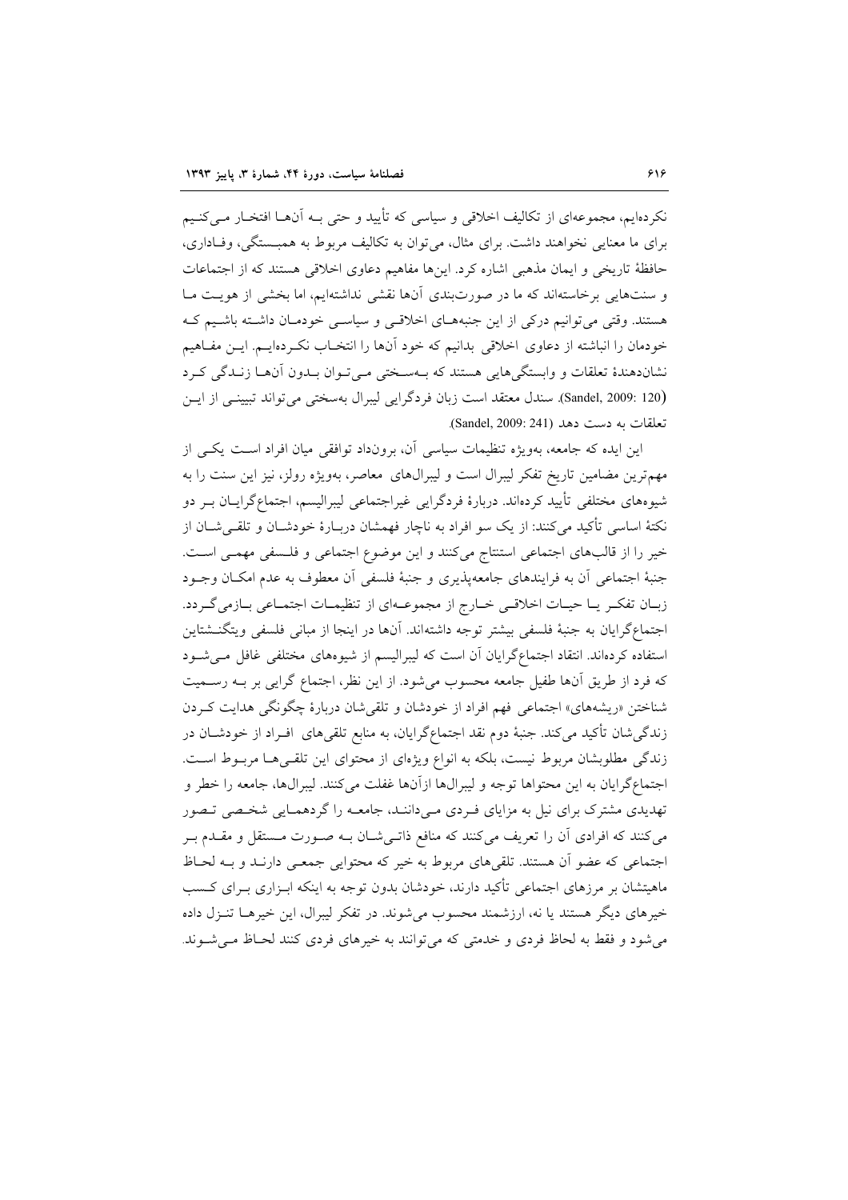نکرده‌ایم، مجموعه‌ای از تکالیف اخلاقی و سیاسی که تأیید و حتی بـه آن‌هـا افتخـار مـی‌کنـیم برای ما معنایی نخواهند داشت. برای مثال، می‌توان به تکالیف مربوط به همبـستگی، وفـاداری، حافظهٔ تاریخی و ایمان مذهبی اشاره کرد. این‌ها مفاهیم دعاوی اخلاقی هستند که از اجتماعات و سنت‌هایی برخاسته‌اند که ما در صورت‌بندی آن‌ها نقشی نداشته‌ایم، اما بخشی از هویـت مـا هستند. وقتی می‌توانیم درکی از این جنبه‌هـای اخلاقـی و سیاسـی خودمـان داشـته باشـیم کـه خودمان را انباشته از دعاوی اخلاقی بدانیم که خود آن‌ها را انتخـاب نکـرده‌ایـم. ایـن مفـاهیم نشان‌دهندهٔ تعلقات و وابستگی‌هایی هستند که بـه‌سـختی مـی‌تـوان بـدون آن‌هـا زنـدگی کـرد (Sandel, 2009: 120). سندل معتقد است زبان فردگرایی لیبرال به‌سختی می‌تواند تبیینـی از ایـن تعلقات به دست دهد (Sandel, 2009: 241).

این ایده که جامعه، به‌ویژه تنظیمات سیاسی آن، برونداد توافقی میان افراد اسـت یکـی از مهم‌ترین مضامین تاریخ تفکر لیبرال است و لیبرال‌های معاصر، به‌ویژه رولز، نیز این سنت را به شیوه‌های مختلفی تأیید کرده‌اند. دربارهٔ فردگرایی غیراجتماعی لیبرالیسم، اجتماع‌گرایـان بـر دو نکتهٔ اساسی تأکید می‌کنند: از یک سو افراد به ناچار فهمشان دربـارهٔ خودشـان و تلقـی‌شـان از خیر را از قالب‌های اجتماعی استنتاج می‌کنند و این موضوع اجتماعی و فلـسفی مهمـی اسـت. جنبهٔ اجتماعی آن به فرایندهای جامعه‌پذیری و جنبهٔ فلسفی آن معطوف به عدم امکـان وجـود زبـان تفکـر یـا حیـات اخلاقـی خـارج از مجموعـه‌ای از تنظیمـات اجتمـاعی بـازمی‌گـردد. اجتماع‌گرایان به جنبهٔ فلسفی بیشتر توجه داشته‌اند. آن‌ها در اینجا از مبانی فلسفی ویتگنـشتاین استفاده کرده‌اند. انتقاد اجتماع‌گرایان آن است که لیبرالیسم از شیوه‌های مختلفی غافل مـی‌شـود که فرد از طریق آن‌ها طفیل جامعه محسوب می‌شود. از این نظر، اجتماع گرایی بر بـه رسـمیت شناختن «ریشه‌های» اجتماعی فهم افراد از خودشان و تلقی‌شان دربارهٔ چگونگی هدایت کـردن زندگی‌شان تأکید می‌کند. جنبهٔ دوم نقد اجتماع‌گرایان، به منابع تلقی‌های افـراد از خودشـان در زندگی مطلوبشان مربوط نیست، بلکه به انواع ویژه‌ای از محتوای این تلقـی‌هـا مربـوط اسـت. اجتماع‌گرایان به این محتواها توجه و لیبرال‌ها ازآن‌ها غفلت می‌کنند. لیبرال‌ها، جامعه را خطر و تهدیدی مشترک برای نیل به مزایای فـردی مـی‌داننـد، جامعـه را گردهمـایی شخـصی تـصور می‌کنند که افرادی آن را تعریف می‌کنند که منافع ذاتـی‌شـان بـه صـورت مـستقل و مقـدم بـر اجتماعی که عضو آن هستند. تلقی‌های مربوط به خیر که محتوایی جمعـی دارنـد و بـه لحـاظ ماهیتشان بر مرزهای اجتماعی تأکید دارند، خودشان بدون توجه به اینکه ابـزاری بـرای کـسب خیرهای دیگر هستند یا نه، ارزشمند محسوب می‌شوند. در تفکر لیبرال، این خیرهـا تنـزل داده می‌شود و فقط به لحاظ فردی و خدمتی که می‌توانند به خیرهای فردی کنند لحـاظ مـی‌شـوند.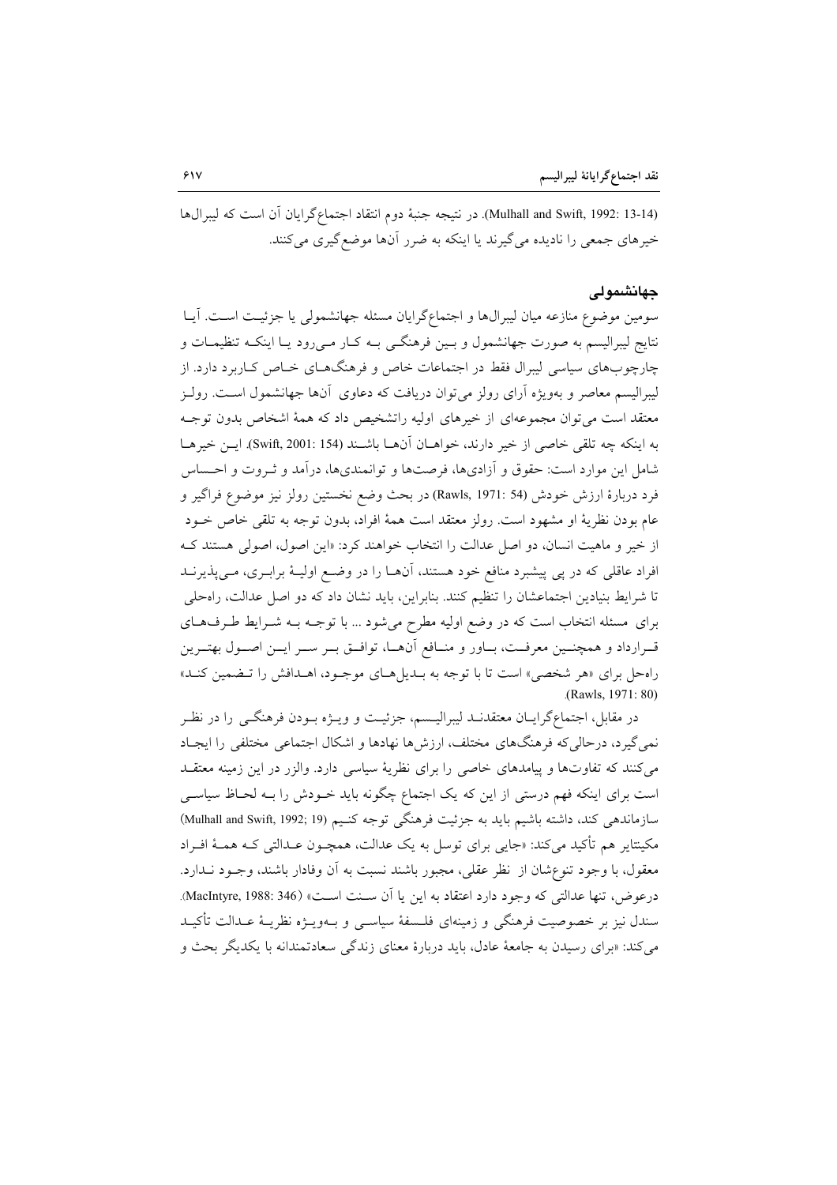(Mulhall and Swift, 1992: 13-14). در نتیجه جنبهٔ دوم انتقاد اجتماع‌گرایان آن است که لیبرال‌ها خیرهای جمعی را نادیده می‌گیرند یا اینکه به ضرر آن‌ها موضع‌گیری می‌کنند.

## جهانشمولی

سومین موضوع منازعه میان لیبرال‌ها و اجتماع‌گرایان مسئله جهانشمولی یا جزئیت است. آیا نتایج لیبرالیسم به صورت جهانشمول و بین فرهنگی به کار می‌رود یا اینکه تنظیمات و چارچوب‌های سیاسی لیبرال فقط در اجتماعات خاص و فرهنگ‌های خاص کاربرد دارد. از لیبرالیسم معاصر و به‌ویژه آرای رولز می‌توان دریافت که دعاوی آن‌ها جهانشمول است. رولز معتقد است می‌توان مجموعه‌ای از خیرهای اولیه راتشخیص داد که همهٔ اشخاص بدون توجه به اینکه چه تلقی خاصی از خیر دارند، خواهان آن‌ها باشند (Swift, 2001: 154). این خیرها شامل این موارد است: حقوق و آزادی‌ها، فرصت‌ها و توانمندی‌ها، درآمد و ثروت و احساس فرد دربارهٔ ارزش خودش (Rawls, 1971: 54) در بحث وضع نخستین رولز نیز موضوع فراگیر و عام بودن نظریهٔ او مشهود است. رولز معتقد است همهٔ افراد، بدون توجه به تلقی خاص خود از خیر و ماهیت انسان، دو اصل عدالت را انتخاب خواهند کرد: «این اصول، اصولی هستند که افراد عاقلی که در پی پیشبرد منافع خود هستند، آن‌ها را در وضع اولیهٔ برابری، می‌پذیرند تا شرایط بنیادین اجتماعشان را تنظیم کنند. بنابراین، باید نشان داد که دو اصل عدالت، راه‌حلی برای مسئله انتخاب است که در وضع اولیه مطرح می‌شود ... با توجه به شرایط طرف‌های قرارداد و همچنین معرفت، باور و منافع آن‌ها، توافق بر سر این اصول بهترین راه‌حل برای «هر شخصی» است تا با توجه به بدیل‌های موجود، اهدافش را تضمین کند» (Rawls, 1971: 80).

در مقابل، اجتماع‌گرایان معتقدند لیبرالیسم، جزئیت و ویژه بودن فرهنگی را در نظر نمی‌گیرد، درحالی‌که فرهنگ‌های مختلف، ارزش‌ها نهادها و اشکال اجتماعی مختلفی را ایجاد می‌کنند که تفاوت‌ها و پیامدهای خاصی را برای نظریهٔ سیاسی دارد. والزر در این زمینه معتقد است برای اینکه فهم درستی از این که یک اجتماع چگونه باید خودش را به لحاظ سیاسی سازماندهی کند، داشته باشیم باید به جزئیت فرهنگی توجه کنیم (Mulhall and Swift, 1992; 19) مکینتایر هم تأکید می‌کند: «جایی برای توسل به یک عدالت، همچون عدالتی که همهٔ افراد معقول، با وجود تنوع‌شان از نظر عقلی، مجبور باشند نسبت به آن وفادار باشند، وجود ندارد. درعوض، تنها عدالتی که وجود دارد اعتقاد به این یا آن سنت است» (MacIntyre, 1988: 346). سندل نیز بر خصوصیت فرهنگی و زمینه‌ای فلسفهٔ سیاسی و به‌ویژه نظریهٔ عدالت تأکید می‌کند: «برای رسیدن به جامعهٔ عادل، باید دربارهٔ معنای زندگی سعادتمندانه با یکدیگر بحث و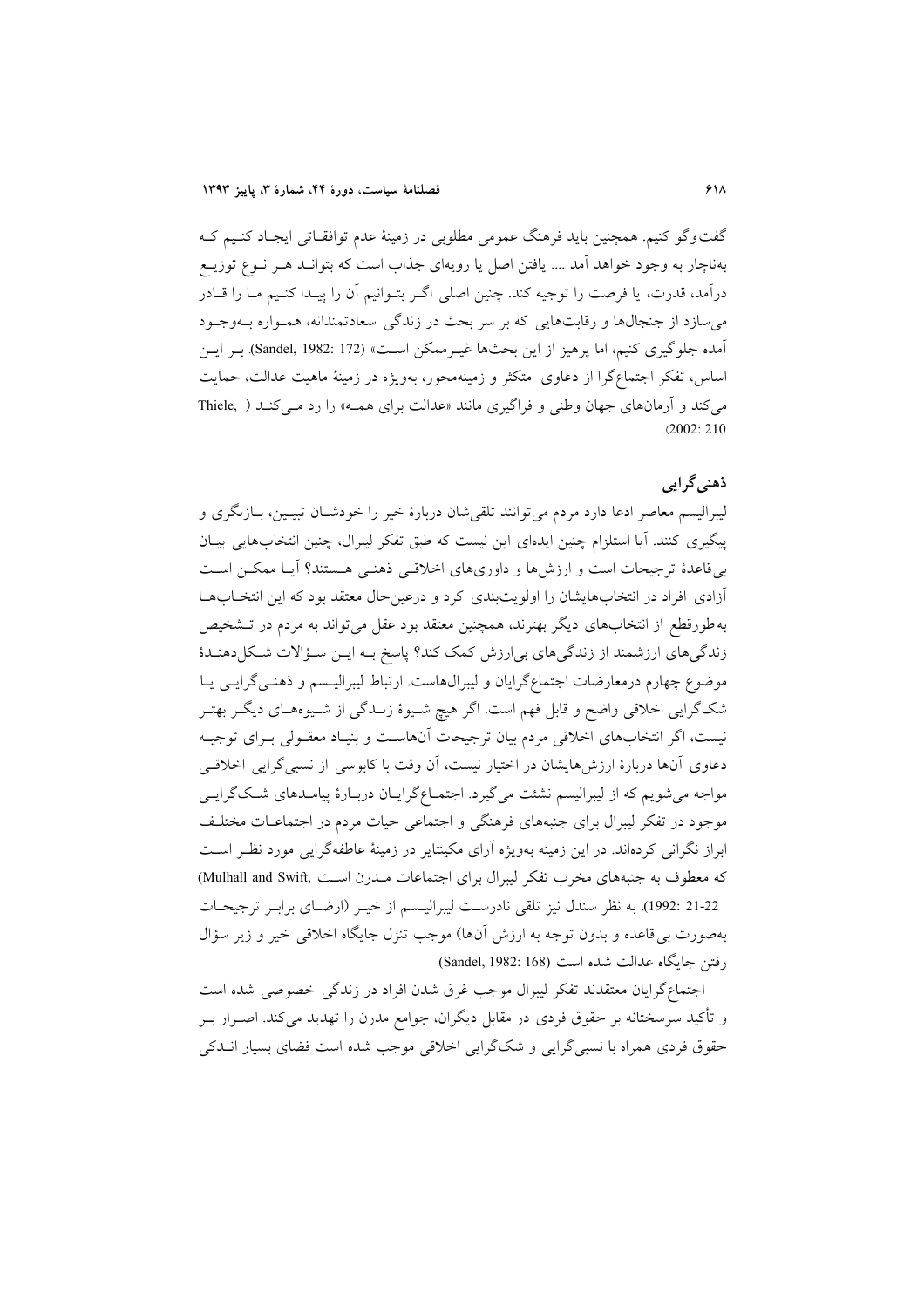گفت‌وگو کنیم. همچنین باید فرهنگ عمومی مطلوبی در زمینهٔ عدم توافقـاتی ایجـاد کنـیم کـه به‌ناچار به وجود خواهد آمد .... یافتن اصل یا رویه‌ای جذاب است که بتوانـد هـر نـوع توزیـع درآمد، قدرت، یا فرصت را توجیه کند. چنین اصلی اگـر بتـوانیم آن را پیـدا کنـیم مـا را قـادر می‌سازد از جنجال‌ها و رقابت‌هایی که بر سر بحث در زندگی سعادتمندانه، همـواره بـه‌وجـود آمده جلوگیری کنیم، اما پرهیز از این بحث‌ها غیـرممکن اسـت» (Sandel, 1982: 172). بـر ایـن اساس، تفکر اجتماع‌گرا از دعاوی متکثر و زمینه‌محور، به‌ویژه در زمینهٔ ماهیت عدالت، حمایت می‌کند و آرمان‌های جهان وطنی و فراگیری مانند «عدالت برای همـه» را رد مـی‌کنـد (Thiele, 2002: 210).

## ذهنی‌گرایی

لیبرالیسم معاصر ادعا دارد مردم می‌توانند تلقی‌شان دربارهٔ خیر را خودشـان تبیـین، بـازنگری و پیگیری کنند. آیا استلزام چنین ایده‌ای این نیست که طبق تفکر لیبرال، چنین انتخاب‌هایی بیـان بی‌قاعدهٔ ترجیحات است و ارزش‌ها و داوری‌های اخلاقـی ذهنـی هـستند؟ آیـا ممکـن اسـت آزادی افراد در انتخاب‌هایشان را اولویت‌بندی کرد و درعین‌حال معتقد بود که این انتخـاب‌هـا به‌طورقطع از انتخاب‌های دیگر بهترند، همچنین معتقد بود عقل می‌تواند به مردم در تـشخیص زندگی‌های ارزشمند از زندگی‌های بی‌ارزش کمک کند؟ پاسخ بـه ایـن سـؤالات شـکل‌دهنـدهٔ موضوع چهارم درمعارضات اجتماع‌گرایان و لیبرال‌هاست. ارتباط لیبرالیـسم و ذهنـی‌گرایـی یـا شک‌گرایی اخلاقی واضح و قابل فهم است. اگر هیچ شـیوهٔ زنـدگی از شـیوه‌هـای دیگـر بهتـر نیست، اگر انتخاب‌های اخلاقی مردم بیان ترجیحات آن‌هاسـت و بنیـاد معقـولی بـرای توجیـه دعاوی آن‌ها دربارهٔ ارزش‌هایشان در اختیار نیست، آن وقت با کابوسی از نسبی‌گرایی اخلاقـی مواجه می‌شویم که از لیبرالیسم نشئت می‌گیرد. اجتمـاع‌گرایـان دربـارهٔ پیامـدهای شـک‌گرایـی موجود در تفکر لیبرال برای جنبه‌های فرهنگی و اجتماعی حیات مردم در اجتماعـات مختلـف ابراز نگرانی کرده‌اند. در این زمینه به‌ویژه آرای مکینتایر در زمینهٔ عاطفه‌گرایی مورد نظـر اسـت که معطوف به جنبه‌های مخرب تفکر لیبرال برای اجتماعات مـدرن اسـت (Mulhall and Swift, 1992: 21-22). به نظر سندل نیز تلقی نادرسـت لیبرالیـسم از خیـر (ارضـای برابـر ترجیحـات به‌صورت بی‌قاعده و بدون توجه به ارزش آن‌ها) موجب تنزل جایگاه اخلاقی خیر و زیر سؤال رفتن جایگاه عدالت شده است (Sandel, 1982: 168).

اجتماع‌گرایان معتقدند تفکر لیبرال موجب غرق شدن افراد در زندگی خصوصی شده است و تأکید سرسختانه بر حقوق فردی در مقابل دیگران، جوامع مدرن را تهدید می‌کند. اصـرار بـر حقوق فردی همراه با نسبی‌گرایی و شک‌گرایی اخلاقی موجب شده است فضای بسیار انـدکی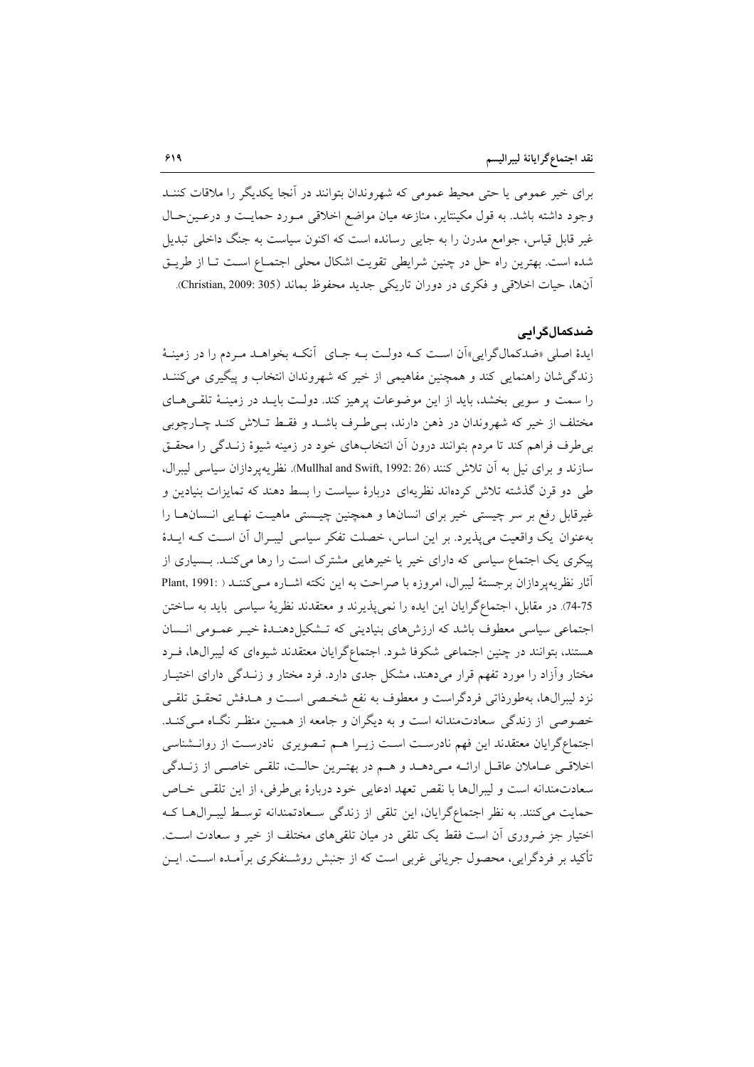برای خیر عمومی یا حتی محیط عمومی که شهروندان بتوانند در آنجا یکدیگر را ملاقات کنند وجود داشته باشد. به قول مکینتایر، منازعه میان مواضع اخلاقی مورد حمایت و درعین‌حال غیر قابل قیاس، جوامع مدرن را به جایی رسانده است که اکنون سیاست به جنگ داخلی تبدیل شده است. بهترین راه حل در چنین شرایطی تقویت اشکال محلی اجتماع است تا از طریق آن‌ها، حیات اخلاقی و فکری در دوران تاریکی جدید محفوظ بماند (Christian, 2009: 305).

## ضدکمال‌گرایی

ایدهٔ اصلی «ضدکمال‌گرایی» آن است که دولت به جای آنکه بخواهد مردم را در زمینهٔ زندگی‌شان راهنمایی کند و همچنین مفاهیمی از خیر که شهروندان انتخاب و پیگیری می‌کنند را سمت و سویی بخشد، باید از این موضوعات پرهیز کند. دولت باید در زمینهٔ تلقی‌های مختلف از خیر که شهروندان در ذهن دارند، بی‌طرف باشد و فقط تلاش کند چارچوبی بی‌طرف فراهم کند تا مردم بتوانند درون آن انتخاب‌های خود در زمینه شیوهٔ زندگی را محقق سازند و برای نیل به آن تلاش کنند (Mullhal and Swift, 1992: 26). نظریه‌پردازان سیاسی لیبرال، طی دو قرن گذشته تلاش کرده‌اند نظریه‌ای دربارهٔ سیاست را بسط دهند که تمایزات بنیادین و غیرقابل رفع بر سر چیستی خیر برای انسان‌ها و همچنین چیستی ماهیت نهایی انسان‌ها را به‌عنوان یک واقعیت می‌پذیرد. بر این اساس، خصلت تفکر سیاسی لیبرال آن است که ایدهٔ پیکری یک اجتماع سیاسی که دارای خیر یا خیرهایی مشترک است را رها می‌کند. بسیاری از آثار نظریه‌پردازان برجستهٔ لیبرال، امروزه با صراحت به این نکته اشاره می‌کنند ( Plant, 1991: 74-75). در مقابل، اجتماع‌گرایان این ایده را نمی‌پذیرند و معتقدند نظریهٔ سیاسی باید به ساختن اجتماعی سیاسی معطوف باشد که ارزش‌های بنیادینی که تشکیل‌دهندهٔ خیر عمومی انسان هستند، بتوانند در چنین اجتماعی شکوفا شود. اجتماع‌گرایان معتقدند شیوه‌ای که لیبرال‌ها، فرد مختار وآزاد را مورد تفهم قرار می‌دهند، مشکل جدی دارد. فرد مختار و زندگی دارای اختیار نزد لیبرال‌ها، به‌طورذاتی فردگراست و معطوف به نفع شخصی است و هدفش تحقق تلقی خصوصی از زندگی سعادت‌مندانه است و به دیگران و جامعه از همین منظر نگاه می‌کند. اجتماع‌گرایان معتقدند این فهم نادرست است زیرا هم تصویری نادرست از روانشناسی اخلاقی عاملان عاقل ارائه می‌دهد و هم در بهترین حالت، تلقی خاصی از زندگی سعادت‌مندانه است و لیبرال‌ها با نقص تعهد ادعایی خود دربارهٔ بی‌طرفی، از این تلقی خاص حمایت می‌کنند. به نظر اجتماع‌گرایان، این تلقی از زندگی سعادتمندانه توسط لیبرال‌ها که اختیار جز ضروری آن است فقط یک تلقی در میان تلقی‌های مختلف از خیر و سعادت است. تأکید بر فردگرایی، محصول جریانی غربی است که از جنبش روشنفکری برآمده است. این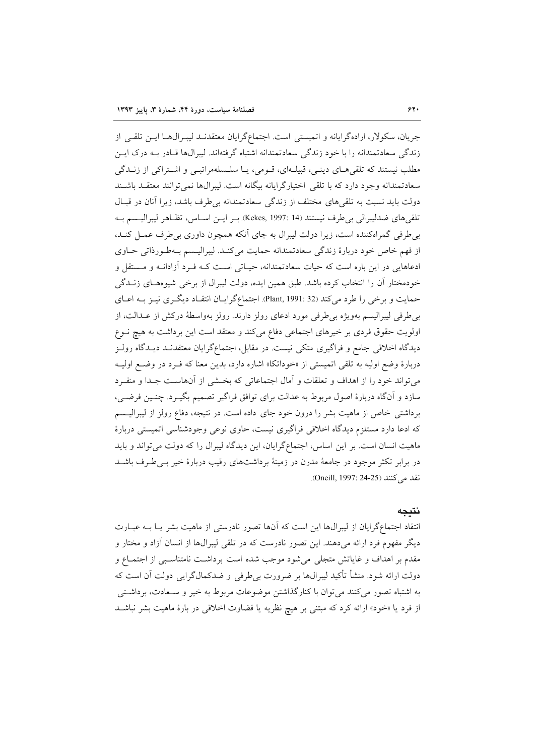جریان، سکولار، اراده‌گرایانه و اتمیستی است. اجتماع‌گرایان معتقدند لیبرال‌ها این تلقی از زندگی سعادتمندانه را با خود زندگی سعادتمندانه اشتباه گرفته‌اند. لیبرال‌ها قادر به درک این مطلب نیستند که تلقی‌های دینی، قبیله‌ای، قومی، یا سلسله‌مراتبی و اشتراکی از زندگی سعادتمندانه وجود دارد که با تلقی اختیارگرایانه بیگانه است. لیبرال‌ها نمی‌توانند معتقد باشند دولت باید نسبت به تلقی‌های مختلف از زندگی سعادتمندانه بی‌طرف باشد، زیرا آنان در قبال تلقی‌های ضدلیبرالی بی‌طرف نیستند (Kekes, 1997: 14). بر این اساس، تظاهر لیبرالیسم به بی‌طرفی گمراه‌کننده است، زیرا دولت لیبرال به جای آنکه همچون داوری بی‌طرف عمل کند، از فهم خاص خود دربارهٔ زندگی سعادتمندانه حمایت می‌کند. لیبرالیسم به‌طورذاتی حاوی ادعاهایی در این باره است که حیات سعادتمندانه، حیاتی است که فرد آزادانه و مستقل و خودمختار آن را انتخاب کرده باشد. طبق همین ایده، دولت لیبرال از برخی شیوه‌های زندگی حمایت و برخی را طرد می‌کند (Plant, 1991: 32). اجتماع‌گرایان انتقاد دیگری نیز به ادعای بی‌طرفی لیبرالیسم به‌ویژه بی‌طرفی مورد ادعای رولز دارند. رولز به‌واسطهٔ درکش از عدالت، از اولویت حقوق فردی بر خیرهای اجتماعی دفاع می‌کند و معتقد است این برداشت به هیچ نوع دیدگاه اخلاقی جامع و فراگیری متکی نیست. در مقابل، اجتماع‌گرایان معتقدند دیدگاه رولز دربارهٔ وضع اولیه به تلقی اتمیستی از «خوداتکا» اشاره دارد، بدین معنا که فرد در وضع اولیه می‌تواند خود را از اهداف و تعلقات و آمال اجتماعاتی که بخشی از آن‌هاست جدا و منفرد سازد و آن‌گاه دربارهٔ اصول مربوط به عدالت برای توافق فراگیر تصمیم بگیرد. چنین فرضی، برداشتی خاص از ماهیت بشر را درون خود جای داده است. در نتیجه، دفاع رولز از لیبرالیسم که ادعا دارد مستلزم دیدگاه اخلاقی فراگیری نیست، حاوی نوعی وجودشناسی اتمیستی دربارهٔ ماهیت انسان است. بر این اساس، اجتماع‌گرایان، این دیدگاه لیبرال را که دولت می‌تواند و باید در برابر تکثر موجود در جامعهٔ مدرن در زمینهٔ برداشت‌های رقیب دربارهٔ خیر بی‌طرف باشد نقد می‌کنند (Oneill, 1997: 24-25).

## نتیجه

انتقاد اجتماع‌گرایان از لیبرال‌ها این است که آن‌ها تصور نادرستی از ماهیت بشر یا به عبارت دیگر مفهوم فرد ارائه می‌دهند. این تصور نادرست که در تلقی لیبرال‌ها از انسان آزاد و مختار و مقدم بر اهداف و غایاتش متجلی می‌شود موجب شده است برداشت نامتناسبی از اجتماع و دولت ارائه شود. منشأ تأکید لیبرال‌ها بر ضرورت بی‌طرفی و ضدکمال‌گرایی دولت آن است که به اشتباه تصور می‌کنند می‌توان با کنارگذاشتن موضوعات مربوط به خیر و سعادت، برداشتی از فرد یا «خود» ارائه کرد که مبتنی بر هیچ نظریه یا قضاوت اخلاقی در بارهٔ ماهیت بشر نباشد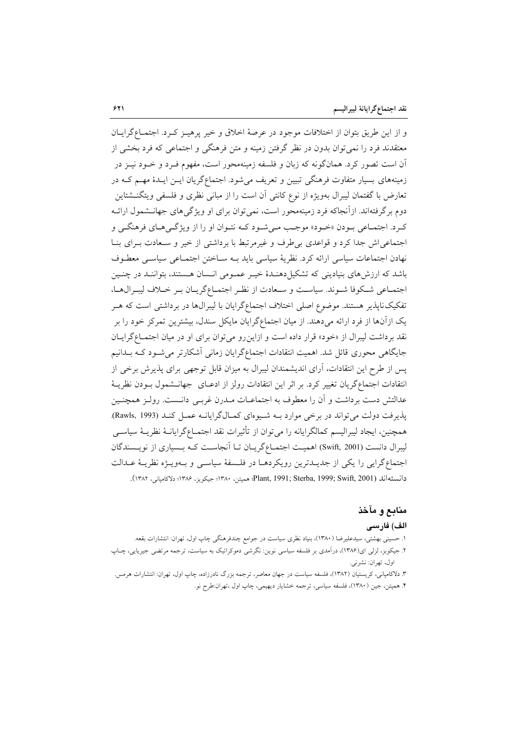و از این طریق بتوان از اختلافات موجود در عرصهٔ اخلاق و خیر پرهیز کرد. اجتماع‌گرایان معتقدند فرد را نمی‌توان بدون در نظر گرفتن زمینه و متن فرهنگی و اجتماعی که فرد بخشی از آن است تصور کرد. همان‌گونه که زبان و فلسفه زمینه‌محور است، مفهوم فرد و خود نیز در زمینه‌های بسیار متفاوت فرهنگی تبیین و تعریف می‌شود. اجتماع‌گریان این ایدهٔ مهم که در تعارض با گفتمان لیبرال به‌ویژه از نوع کانتی آن است را از مبانی نظری و فلسفی ویتگنشتاین دوم برگرفته‌اند. ازآنجاکه فرد زمینه‌محور است، نمی‌توان برای او ویژگی‌های جهانشمول ارائه کرد. اجتماعی بودن «خود» موجب می‌شود که نتوان او را از ویژگی‌های فرهنگی و اجتماعی‌اش جدا کرد و قواعدی بی‌طرف و غیرمرتبط با برداشتی از خیر و سعادت برای بنا نهادن اجتماعات سیاسی ارائه کرد. نظریهٔ سیاسی باید به ساختن اجتماعی سیاسی معطوف باشد که ارزش‌های بنیادینی که تشکیل‌دهندهٔ خیر عمومی انسان هستند، بتوانند در چنین اجتماعی شکوفا شوند. سیاست و سعادت از نظر اجتماع‌گریان بر خلاف لیبرال‌ها، تفکیک‌ناپذیر هستند. موضوع اصلی اختلاف اجتماع‌گرایان با لیبرال‌ها در برداشتی است که هر یک ازآن‌ها از فرد ارائه می‌دهند. از میان اجتماع‌گرایان مایکل سندل، بیشترین تمرکز خود را بر نقد برداشت لیبرال از «خود» قرار داده است و ازاین‌رو می‌توان برای او در میان اجتماع‌گرایان جایگاهی محوری قائل شد. اهمیت انتقادات اجتماع‌گرایان زمانی آشکارتر می‌شود که بدانیم پس از طرح این انتقادات، آرای اندیشمندان لیبرال به میزان قابل توجهی برای پذیرش برخی از انتقادات اجتماع‌گریان تغییر کرد. بر اثر این انتقادات رولز از ادعای جهانشمول بودن نظریهٔ عدالتش دست برداشت و آن را معطوف به اجتماعات مدرن غربی دانست. رولز همچنین پذیرفت دولت می‌تواند در برخی موارد به شیوه‌ای کمال‌گرایانه عمل کند (Rawls, 1993). همچنین، ایجاد لیبرالیسم کمالگرایانه را می‌توان از تأثیرات نقد اجتماع‌گرایانهٔ نظریهٔ سیاسی لیبرال دانست (Swift, 2001) اهمیت اجتماع‌گریان تا آنجاست که بسیاری از نویسندگان اجتماع‌گرایی را یکی از جدیدترین رویکردها در فلسفهٔ سیاسی و به‌ویژه نظریهٔ عدالت دانسته‌اند (Plant, 1991; Sterba, 1999; Swift, 2001؛ همپتن، ۱۳۸۰؛ جیکویز، ۱۳۸۶؛ دلاکامپانی، ۱۳۸۲).

## منابع و مآخذ

### الف) فارسی

۱. حسینی بهشتی، سیدعلیرضا (۱۳۸۰)، بنیاد نظری سیاست در جوامع چندفرهنگی چاپ اول، تهران: انتشارات بقعه.

۲. جیکویز، لزلی ای(۱۳۸۶)، درآمدی بر فلسفه سیاسی نوین: نگرشی دموکراتیک به سیاست، ترجمه مرتضی جیریایی، چاپ اول، تهران: نشرنی.

۳. دلاکامپانی، کریستیان (۱۳۸۲)، فلسفه سیاست در جهان معاصر، ترجمه بزرگ نادرزاده، چاپ اول، تهران: انتشارات هرمس.

۴. همپتن، جین (۱۳۸۰)، فلسفه سیاسی، ترجمه خشایار دیهیمی، چاپ اول ،تهران:طرح نو.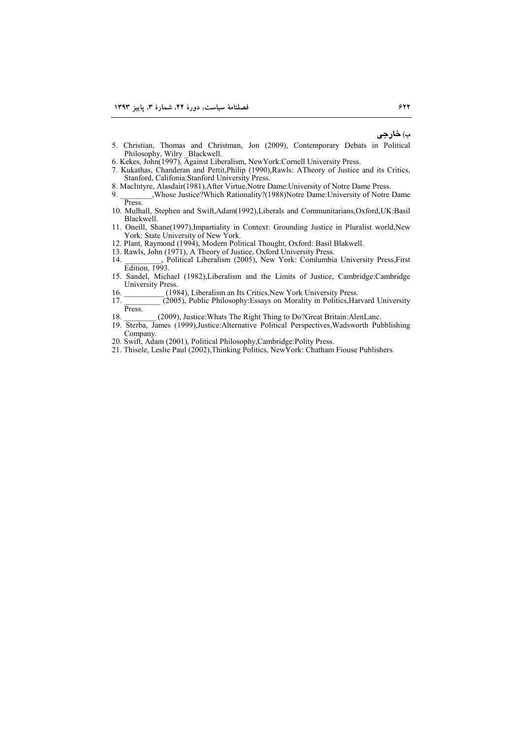### ب) خارجی

5. Christian, Thomas and Christman, Jon (2009), Contemporary Debats in Political Philosophy, Wilry _Blackwell.
6. Kekes, John(1997), Against Liberalism, NewYork:Cornell University Press.
7. Kukathas, Chanderan and Pettit,Philip (1990),Rawls: ATheory of Justice and its Critics, Stanford, Califonia:Stanford University Press.
8. MacIntyre, Alasdair(1981),After Virtue,Notre Dame:University of Notre Dame Press.
9. ________,Whose Justice?Which Rationality?(1988)Notre Dame:University of Notre Dame Press.
10. Mulhall, Stephen and Swift,Adam(1992),Liberals and Communitarians,Oxford,UK:Basil Blackwell.
11. Oneill, Shane(1997),Impartiality in Context: Grounding Justice in Pluralist world,New York: State University of New York.
12. Plant, Raymond (1994), Modern Political Thought, Oxford: Basil Blakwell.
13. Rawls, John (1971), A Theory of Justice, Oxford University Press.
14. _________, Political Liberalism (2005), New York: Comlumbia University Press,First Edition, 1993.
15. Sandel, Michael (1982),Liberalism and the Limits of Justice, Cambridge:Cambridge University Press.
16. __________ (1984), Liberalism an Its Critics,New York University Press.
17. _________ (2005), Public Philosophy:Essays on Morality in Politics,Harvard University Press.
18. ________ (2009), Justice:Whats The Right Thing to Do?Great Britain:AlenLanc.
19. Sterba, James (1999),Justice:Alternative Political Perspectives,Wadsworth Pubblishing Company.
20. Swift, Adam (2001), Political Philosophy,Cambridge:Polity Press.
21. Thisele, Leslie Paul (2002),Thinking Politics, NewYork: Chatham Fiouse Publishers.